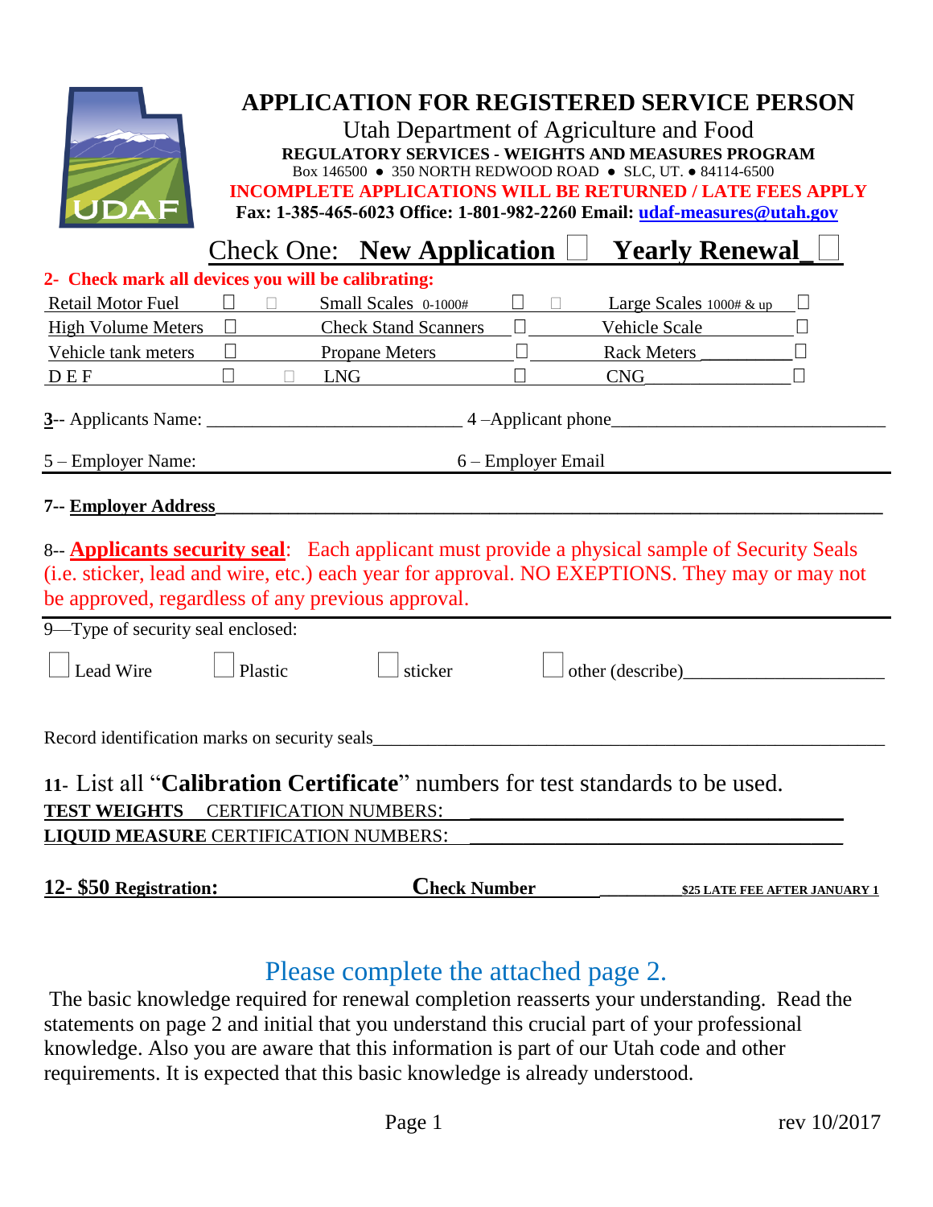# APPLICATION FOR REGISTERED SERVICE PERSON

Utah Department of Agriculture and Food

**REGULATORY SERVICES - WEIGHTS AND MEASURES PROGRAM**

Box 146500 ● 350 NORTH REDWOOD ROAD ● SLC, UT. ● 84114-6500

**INCOMPLETE APPLICATIONS WILL BE RETURNED / LATE FEES APPLY**

**Fax: 1-385-465-6023 Office: 1-801-982-2260 Email: udaf-measures@utah.gov**

Check One: **New Application** ☐ **Yearly Renewal** ☐

**2- Check mark all devices you will be calibrating:**

| | | | | | |
|---|---|---|---|---|---|
| Retail Motor Fuel | ☐ | Small Scales 0-1000# | ☐ | Large Scales 1000# & up | ☐ |
| High Volume Meters | ☐ | Check Stand Scanners | ☐ | Vehicle Scale | ☐ |
| Vehicle tank meters | ☐ | Propane Meters | ☐ | Rack Meters | ☐ |
| D E F | ☐ | LNG | ☐ | CNG | ☐ |

**3**-- Applicants Name: ___________________________ 4 –Applicant phone______________________________

5 – Employer Name: 6 – Employer Email

7-- **Employer Address**______________________________________________________________________

8-- **Applicants security seal**: Each applicant must provide a physical sample of Security Seals (i.e. sticker, lead and wire, etc.) each year for approval. NO EXEPTIONS. They may or may not be approved, regardless of any previous approval.

9—Type of security seal enclosed:

☐ Lead Wire ☐ Plastic ☐ sticker ☐ other (describe)_____________________

Record identification marks on security seals_______________________________________________________

11- List all "**Calibration Certificate**" numbers for test standards to be used.

**TEST WEIGHTS** CERTIFICATION NUMBERS: ____________________________________

**LIQUID MEASURE** CERTIFICATION NUMBERS: ____________________________________

**12- $50 Registration:** **Check Number** _________ **$25 LATE FEE AFTER JANUARY 1**

## Please complete the attached page 2.

The basic knowledge required for renewal completion reasserts your understanding. Read the statements on page 2 and initial that you understand this crucial part of your professional knowledge. Also you are aware that this information is part of our Utah code and other requirements. It is expected that this basic knowledge is already understood.

rev 10/2017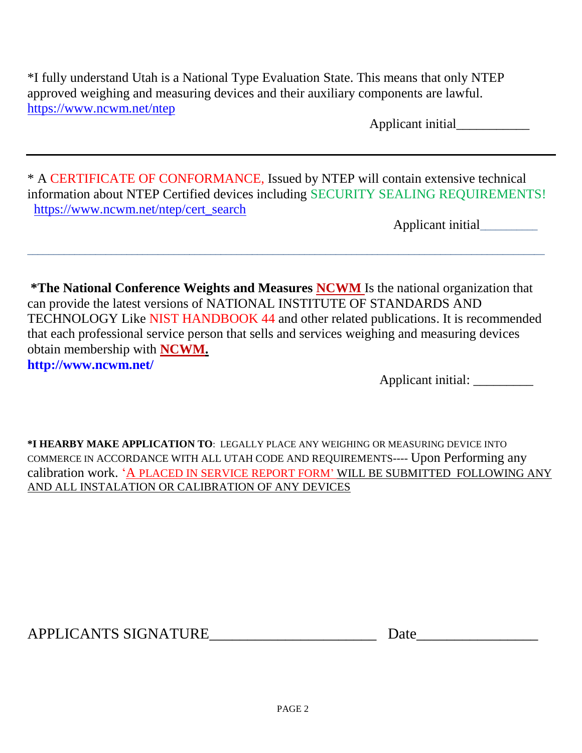*I fully understand Utah is a National Type Evaluation State. This means that only NTEP approved weighing and measuring devices and their auxiliary components are lawful. https://www.ncwm.net/ntep

Applicant initial___________

---

* A CERTIFICATE OF CONFORMANCE, Issued by NTEP will contain extensive technical information about NTEP Certified devices including SECURITY SEALING REQUIREMENTS! https://www.ncwm.net/ntep/cert_search

Applicant initial_________

---

**\*The National Conference Weights and Measures** <u>**NCWM**</u> Is the national organization that can provide the latest versions of NATIONAL INSTITUTE OF STANDARDS AND TECHNOLOGY Like NIST HANDBOOK 44 and other related publications. It is recommended that each professional service person that sells and services weighing and measuring devices obtain membership with <u>**NCWM.**</u>
**http://www.ncwm.net/**

Applicant initial: _________

**\*I HEARBY MAKE APPLICATION TO**: LEGALLY PLACE ANY WEIGHING OR MEASURING DEVICE INTO COMMERCE IN ACCORDANCE WITH ALL UTAH CODE AND REQUIREMENTS---- Upon Performing any calibration work. <u>'A PLACED IN SERVICE REPORT FORM' WILL BE SUBMITTED FOLLOWING ANY AND ALL INSTALATION OR CALIBRATION OF ANY DEVICES</u>

APPLICANTS SIGNATURE______________________ Date________________